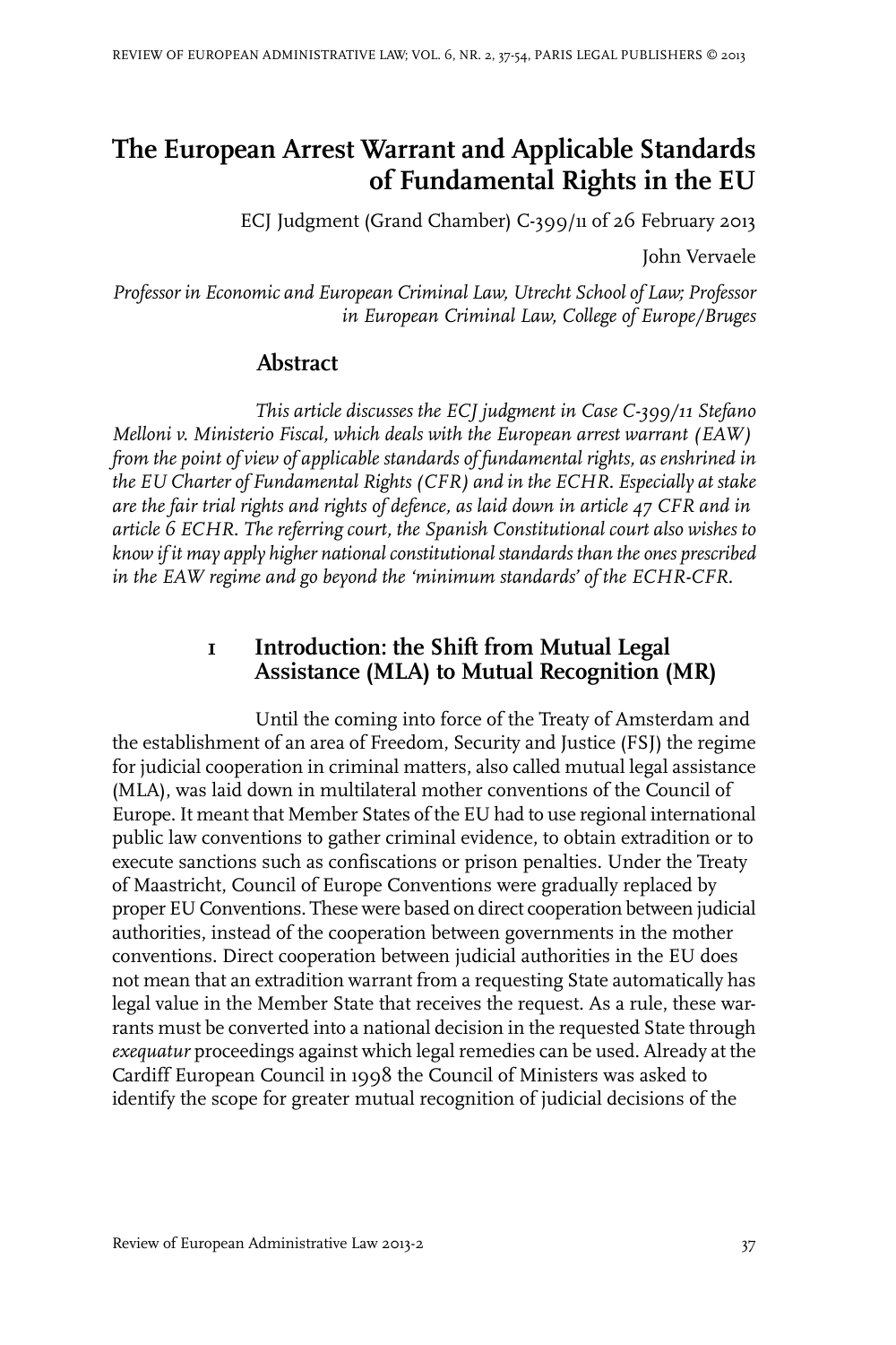# The European Arrest Warrant and Applicable Standards of Fundamental Rights in the EU

ECJ Judgment (Grand Chamber) C-399/11 of 26 February 2013

John Vervaele

*Professor in Economic and European Criminal Law, Utrecht School of Law; Professor in European Criminal Law, College of Europe/Bruges*

## Abstract

*This article discusses the ECJ judgment in Case C-399/11 Stefano Melloni v. Ministerio Fiscal, which deals with the European arrest warrant (EAW) from the point of view of applicable standards of fundamental rights, as enshrined in the EU Charter of Fundamental Rights (CFR) and in the ECHR. Especially at stake are the fair trial rights and rights of defence, as laid down in article 47 CFR and in article 6 ECHR. The referring court, the Spanish Constitutional court also wishes to know if it may apply higher national constitutional standards than the ones prescribed in the EAW regime and go beyond the 'minimum standards' of the ECHR-CFR.*

## 1 Introduction: the Shift from Mutual Legal Assistance (MLA) to Mutual Recognition (MR)

Until the coming into force of the Treaty of Amsterdam and the establishment of an area of Freedom, Security and Justice (FSJ) the regime for judicial cooperation in criminal matters, also called mutual legal assistance (MLA), was laid down in multilateral mother conventions of the Council of Europe. It meant that Member States of the EU had to use regional international public law conventions to gather criminal evidence, to obtain extradition or to execute sanctions such as confiscations or prison penalties. Under the Treaty of Maastricht, Council of Europe Conventions were gradually replaced by proper EU Conventions. These were based on direct cooperation between judicial authorities, instead of the cooperation between governments in the mother conventions. Direct cooperation between judicial authorities in the EU does not mean that an extradition warrant from a requesting State automatically has legal value in the Member State that receives the request. As a rule, these warrants must be converted into a national decision in the requested State through *exequatur* proceedings against which legal remedies can be used. Already at the Cardiff European Council in 1998 the Council of Ministers was asked to identify the scope for greater mutual recognition of judicial decisions of the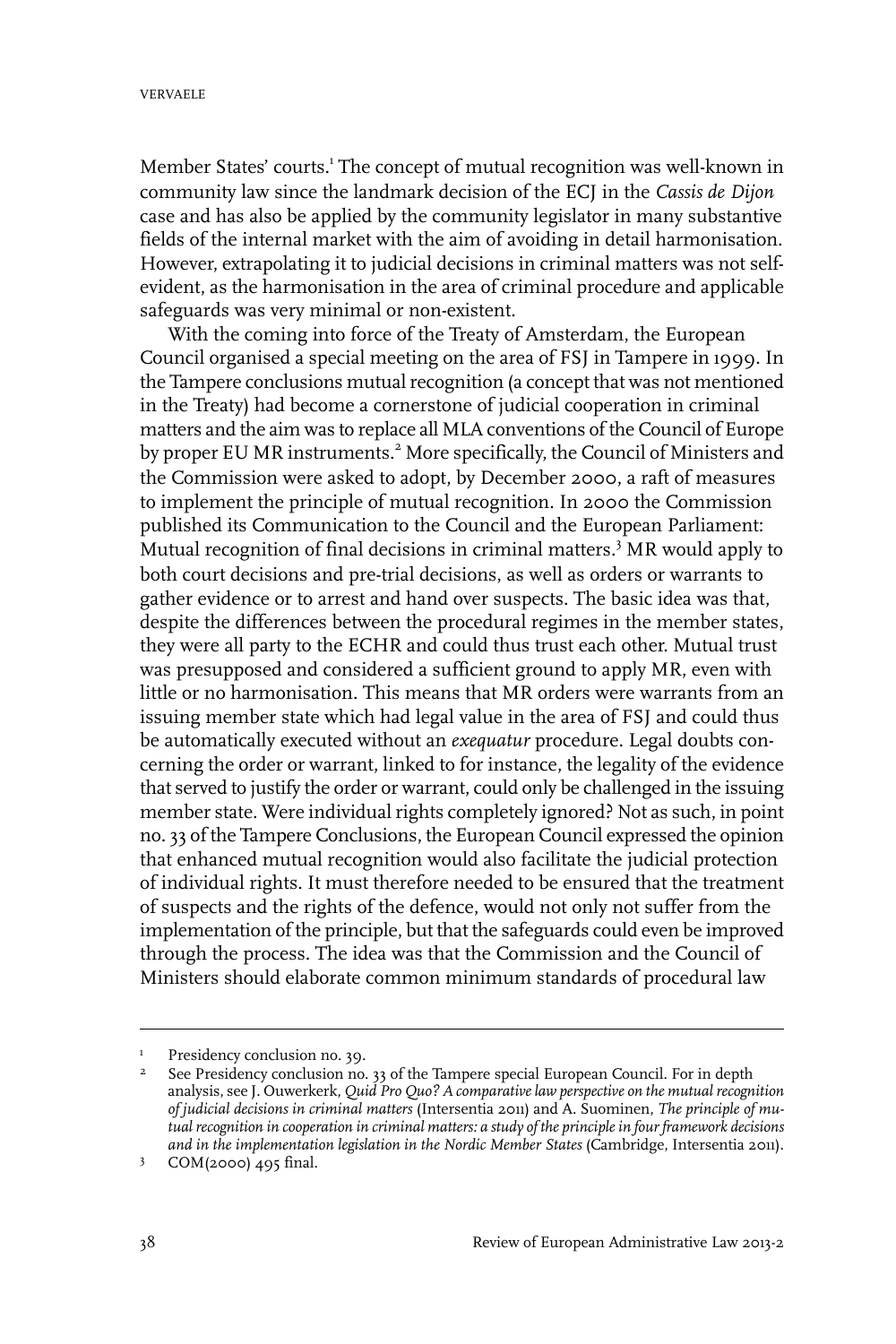Member States' courts.[1] The concept of mutual recognition was well-known in community law since the landmark decision of the ECJ in the *Cassis de Dijon* case and has also be applied by the community legislator in many substantive fields of the internal market with the aim of avoiding in detail harmonisation. However, extrapolating it to judicial decisions in criminal matters was not self-evident, as the harmonisation in the area of criminal procedure and applicable safeguards was very minimal or non-existent.

With the coming into force of the Treaty of Amsterdam, the European Council organised a special meeting on the area of FSJ in Tampere in 1999. In the Tampere conclusions mutual recognition (a concept that was not mentioned in the Treaty) had become a cornerstone of judicial cooperation in criminal matters and the aim was to replace all MLA conventions of the Council of Europe by proper EU MR instruments.[2] More specifically, the Council of Ministers and the Commission were asked to adopt, by December 2000, a raft of measures to implement the principle of mutual recognition. In 2000 the Commission published its Communication to the Council and the European Parliament: Mutual recognition of final decisions in criminal matters.[3] MR would apply to both court decisions and pre-trial decisions, as well as orders or warrants to gather evidence or to arrest and hand over suspects. The basic idea was that, despite the differences between the procedural regimes in the member states, they were all party to the ECHR and could thus trust each other. Mutual trust was presupposed and considered a sufficient ground to apply MR, even with little or no harmonisation. This means that MR orders were warrants from an issuing member state which had legal value in the area of FSJ and could thus be automatically executed without an *exequatur* procedure. Legal doubts concerning the order or warrant, linked to for instance, the legality of the evidence that served to justify the order or warrant, could only be challenged in the issuing member state. Were individual rights completely ignored? Not as such, in point no. 33 of the Tampere Conclusions, the European Council expressed the opinion that enhanced mutual recognition would also facilitate the judicial protection of individual rights. It must therefore needed to be ensured that the treatment of suspects and the rights of the defence, would not only not suffer from the implementation of the principle, but that the safeguards could even be improved through the process. The idea was that the Commission and the Council of Ministers should elaborate common minimum standards of procedural law

---

[1] Presidency conclusion no. 39.

[2] See Presidency conclusion no. 33 of the Tampere special European Council. For in depth analysis, see J. Ouwerkerk, *Quid Pro Quo? A comparative law perspective on the mutual recognition of judicial decisions in criminal matters* (Intersentia 2011) and A. Suominen, *The principle of mutual recognition in cooperation in criminal matters: a study of the principle in four framework decisions and in the implementation legislation in the Nordic Member States* (Cambridge, Intersentia 2011).

[3] COM(2000) 495 final.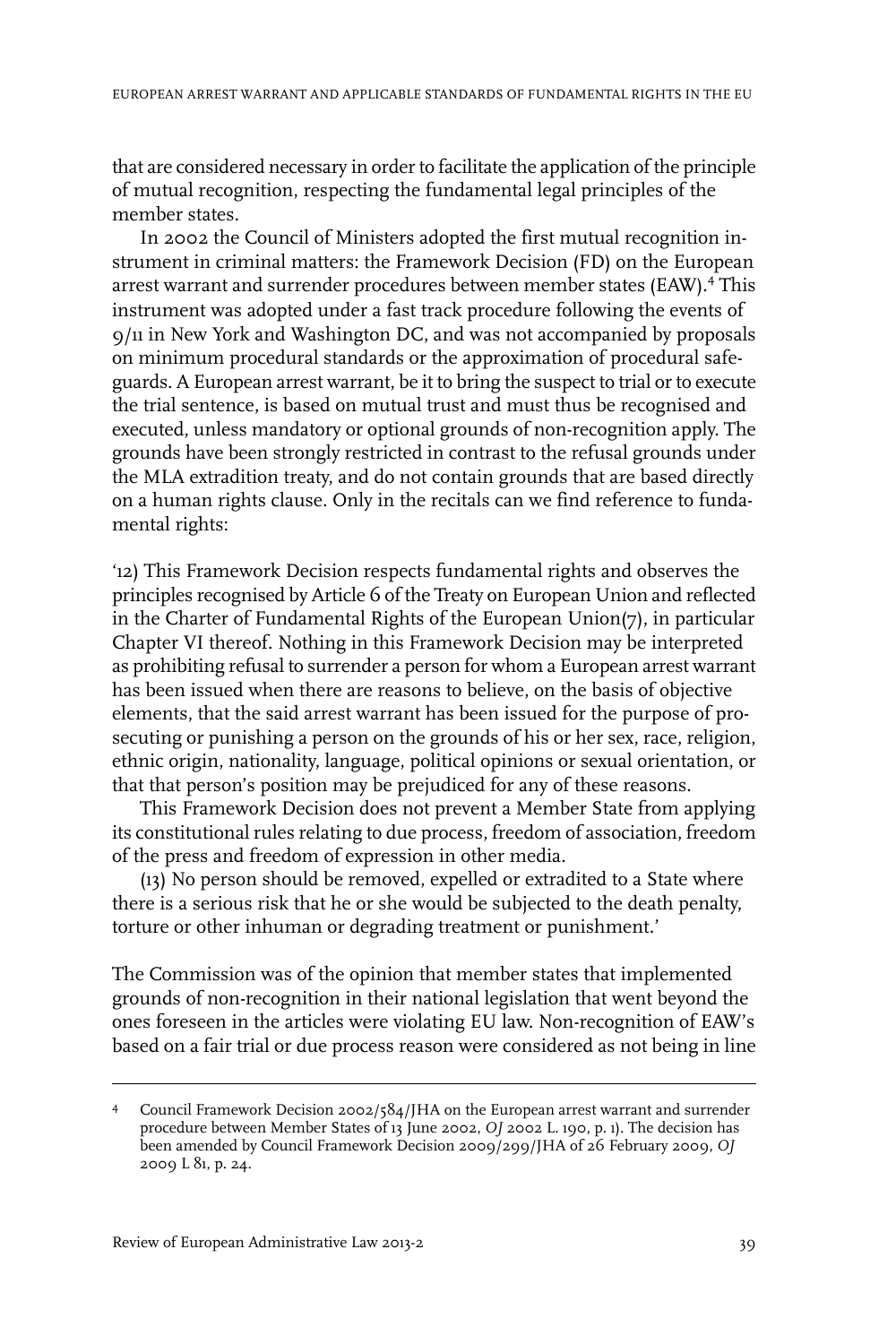that are considered necessary in order to facilitate the application of the principle of mutual recognition, respecting the fundamental legal principles of the member states.

In 2002 the Council of Ministers adopted the first mutual recognition instrument in criminal matters: the Framework Decision (FD) on the European arrest warrant and surrender procedures between member states (EAW).[4] This instrument was adopted under a fast track procedure following the events of 9/11 in New York and Washington DC, and was not accompanied by proposals on minimum procedural standards or the approximation of procedural safeguards. A European arrest warrant, be it to bring the suspect to trial or to execute the trial sentence, is based on mutual trust and must thus be recognised and executed, unless mandatory or optional grounds of non-recognition apply. The grounds have been strongly restricted in contrast to the refusal grounds under the MLA extradition treaty, and do not contain grounds that are based directly on a human rights clause. Only in the recitals can we find reference to fundamental rights:

'12) This Framework Decision respects fundamental rights and observes the principles recognised by Article 6 of the Treaty on European Union and reflected in the Charter of Fundamental Rights of the European Union(7), in particular Chapter VI thereof. Nothing in this Framework Decision may be interpreted as prohibiting refusal to surrender a person for whom a European arrest warrant has been issued when there are reasons to believe, on the basis of objective elements, that the said arrest warrant has been issued for the purpose of prosecuting or punishing a person on the grounds of his or her sex, race, religion, ethnic origin, nationality, language, political opinions or sexual orientation, or that that person's position may be prejudiced for any of these reasons.

This Framework Decision does not prevent a Member State from applying its constitutional rules relating to due process, freedom of association, freedom of the press and freedom of expression in other media.

(13) No person should be removed, expelled or extradited to a State where there is a serious risk that he or she would be subjected to the death penalty, torture or other inhuman or degrading treatment or punishment.'

The Commission was of the opinion that member states that implemented grounds of non-recognition in their national legislation that went beyond the ones foreseen in the articles were violating EU law. Non-recognition of EAW's based on a fair trial or due process reason were considered as not being in line

---

4 Council Framework Decision 2002/584/JHA on the European arrest warrant and surrender procedure between Member States of 13 June 2002, *OJ* 2002 L. 190, p. 1). The decision has been amended by Council Framework Decision 2009/299/JHA of 26 February 2009, *OJ* 2009 L 81, p. 24.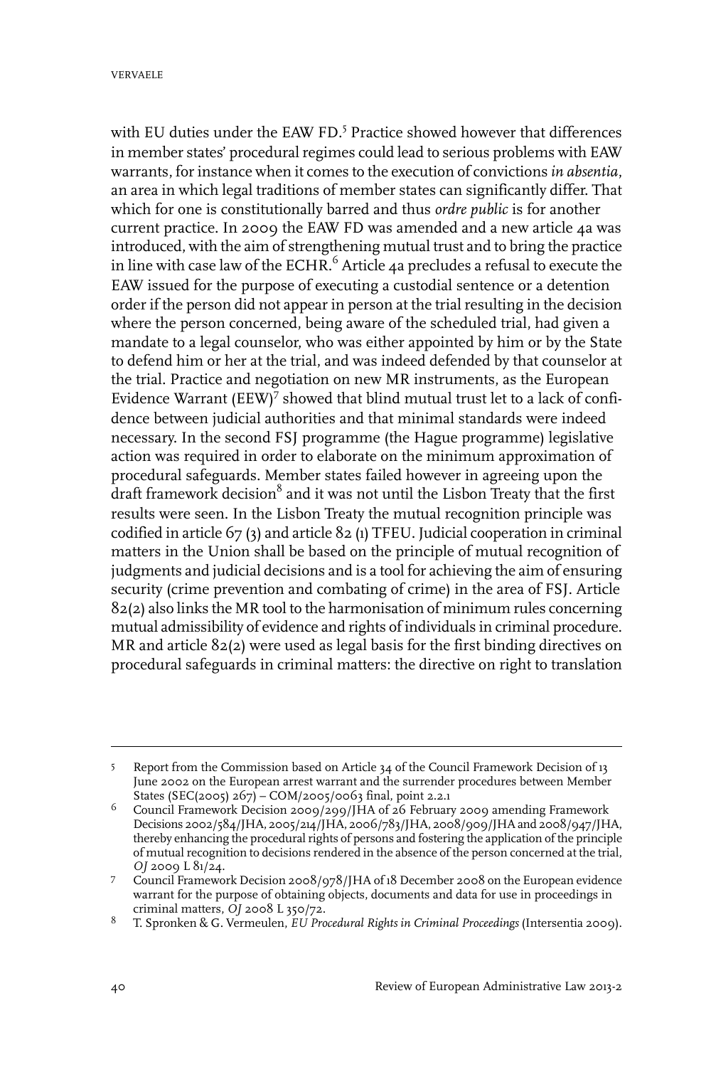with EU duties under the EAW FD.[5] Practice showed however that differences in member states' procedural regimes could lead to serious problems with EAW warrants, for instance when it comes to the execution of convictions *in absentia*, an area in which legal traditions of member states can significantly differ. That which for one is constitutionally barred and thus *ordre public* is for another current practice. In 2009 the EAW FD was amended and a new article 4a was introduced, with the aim of strengthening mutual trust and to bring the practice in line with case law of the ECHR.[6] Article 4a precludes a refusal to execute the EAW issued for the purpose of executing a custodial sentence or a detention order if the person did not appear in person at the trial resulting in the decision where the person concerned, being aware of the scheduled trial, had given a mandate to a legal counselor, who was either appointed by him or by the State to defend him or her at the trial, and was indeed defended by that counselor at the trial. Practice and negotiation on new MR instruments, as the European Evidence Warrant (EEW)[7] showed that blind mutual trust let to a lack of confidence between judicial authorities and that minimal standards were indeed necessary. In the second FSJ programme (the Hague programme) legislative action was required in order to elaborate on the minimum approximation of procedural safeguards. Member states failed however in agreeing upon the draft framework decision[8] and it was not until the Lisbon Treaty that the first results were seen. In the Lisbon Treaty the mutual recognition principle was codified in article 67 (3) and article 82 (1) TFEU. Judicial cooperation in criminal matters in the Union shall be based on the principle of mutual recognition of judgments and judicial decisions and is a tool for achieving the aim of ensuring security (crime prevention and combating of crime) in the area of FSJ. Article 82(2) also links the MR tool to the harmonisation of minimum rules concerning mutual admissibility of evidence and rights of individuals in criminal procedure. MR and article 82(2) were used as legal basis for the first binding directives on procedural safeguards in criminal matters: the directive on right to translation

---

5 Report from the Commission based on Article 34 of the Council Framework Decision of 13 June 2002 on the European arrest warrant and the surrender procedures between Member States (SEC(2005) 267) – COM/2005/0063 final, point 2.2.1

6 Council Framework Decision 2009/299/JHA of 26 February 2009 amending Framework Decisions 2002/584/JHA, 2005/214/JHA, 2006/783/JHA, 2008/909/JHA and 2008/947/JHA, thereby enhancing the procedural rights of persons and fostering the application of the principle of mutual recognition to decisions rendered in the absence of the person concerned at the trial, *OJ* 2009 L 81/24.

7 Council Framework Decision 2008/978/JHA of 18 December 2008 on the European evidence warrant for the purpose of obtaining objects, documents and data for use in proceedings in criminal matters, *OJ* 2008 L 350/72.

8 T. Spronken & G. Vermeulen, *EU Procedural Rights in Criminal Proceedings* (Intersentia 2009).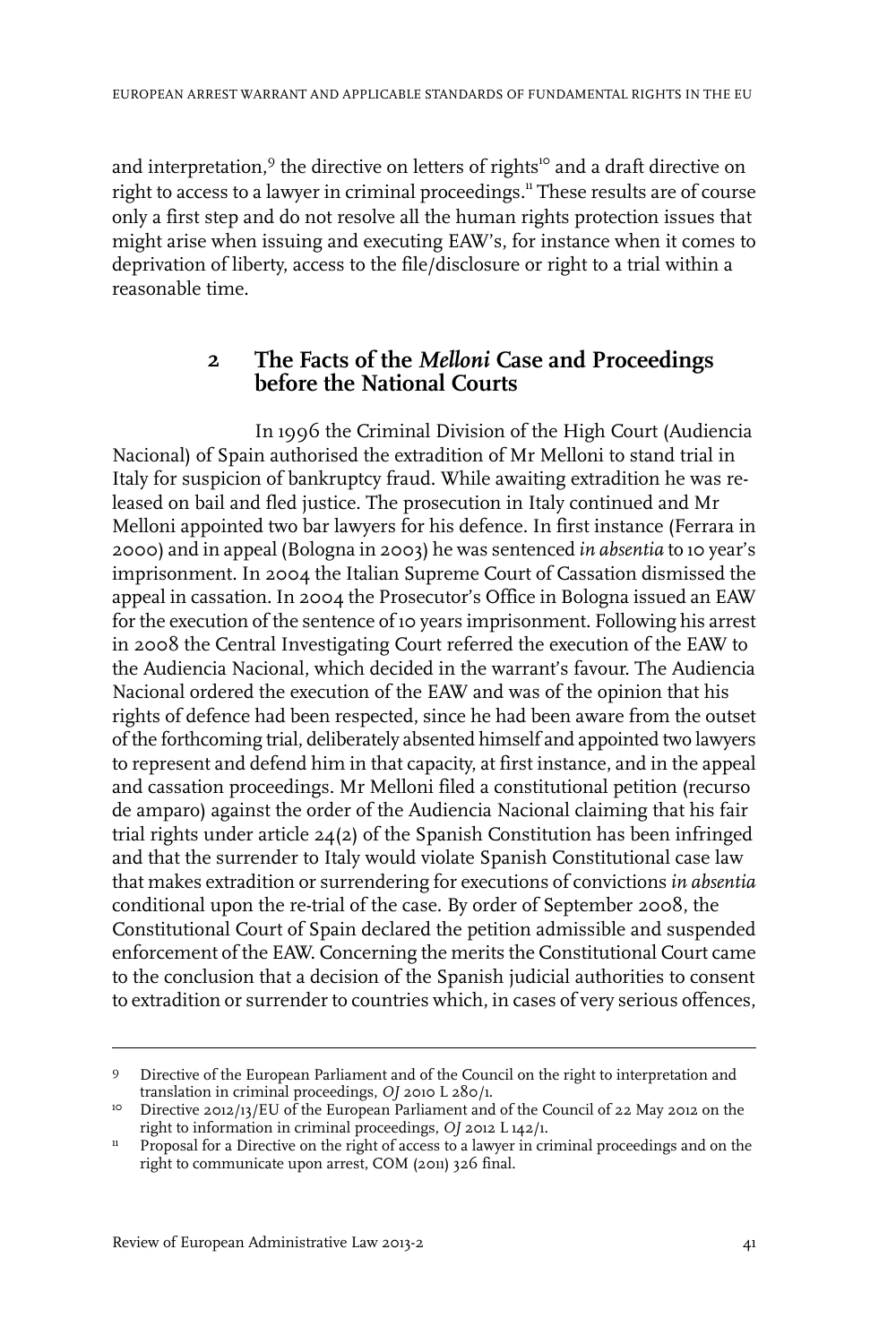and interpretation,[9] the directive on letters of rights[10] and a draft directive on right to access to a lawyer in criminal proceedings.[11] These results are of course only a first step and do not resolve all the human rights protection issues that might arise when issuing and executing EAW's, for instance when it comes to deprivation of liberty, access to the file/disclosure or right to a trial within a reasonable time.

## 2 The Facts of the *Melloni* Case and Proceedings before the National Courts

In 1996 the Criminal Division of the High Court (Audiencia Nacional) of Spain authorised the extradition of Mr Melloni to stand trial in Italy for suspicion of bankruptcy fraud. While awaiting extradition he was released on bail and fled justice. The prosecution in Italy continued and Mr Melloni appointed two bar lawyers for his defence. In first instance (Ferrara in 2000) and in appeal (Bologna in 2003) he was sentenced *in absentia* to 10 year's imprisonment. In 2004 the Italian Supreme Court of Cassation dismissed the appeal in cassation. In 2004 the Prosecutor's Office in Bologna issued an EAW for the execution of the sentence of 10 years imprisonment. Following his arrest in 2008 the Central Investigating Court referred the execution of the EAW to the Audiencia Nacional, which decided in the warrant's favour. The Audiencia Nacional ordered the execution of the EAW and was of the opinion that his rights of defence had been respected, since he had been aware from the outset of the forthcoming trial, deliberately absented himself and appointed two lawyers to represent and defend him in that capacity, at first instance, and in the appeal and cassation proceedings. Mr Melloni filed a constitutional petition (recurso de amparo) against the order of the Audiencia Nacional claiming that his fair trial rights under article 24(2) of the Spanish Constitution has been infringed and that the surrender to Italy would violate Spanish Constitutional case law that makes extradition or surrendering for executions of convictions *in absentia* conditional upon the re-trial of the case. By order of September 2008, the Constitutional Court of Spain declared the petition admissible and suspended enforcement of the EAW. Concerning the merits the Constitutional Court came to the conclusion that a decision of the Spanish judicial authorities to consent to extradition or surrender to countries which, in cases of very serious offences,

---

[9] Directive of the European Parliament and of the Council on the right to interpretation and translation in criminal proceedings, *OJ* 2010 L 280/1.

[10] Directive 2012/13/EU of the European Parliament and of the Council of 22 May 2012 on the right to information in criminal proceedings, *OJ* 2012 L 142/1.

[11] Proposal for a Directive on the right of access to a lawyer in criminal proceedings and on the right to communicate upon arrest, COM (2011) 326 final.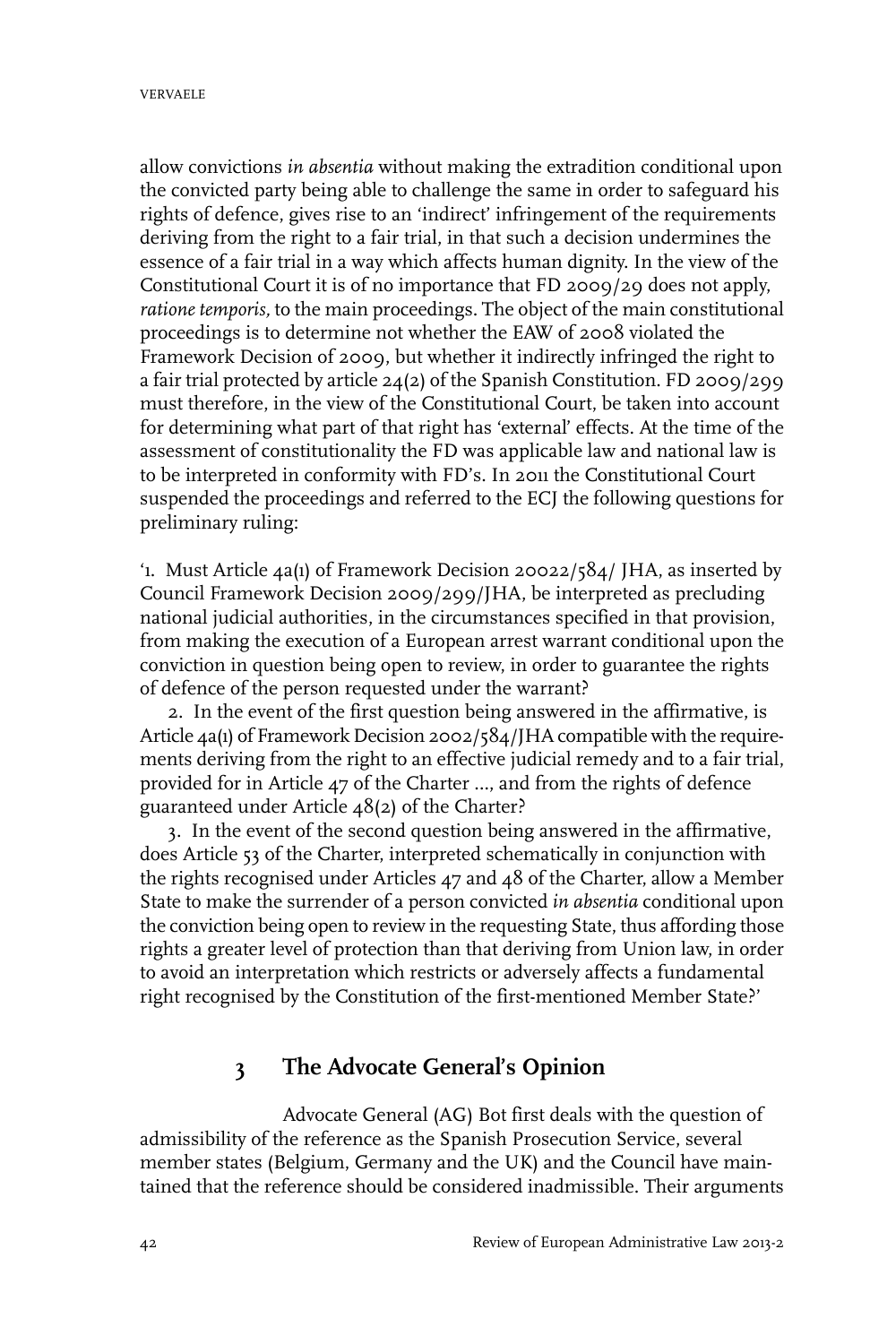allow convictions *in absentia* without making the extradition conditional upon the convicted party being able to challenge the same in order to safeguard his rights of defence, gives rise to an 'indirect' infringement of the requirements deriving from the right to a fair trial, in that such a decision undermines the essence of a fair trial in a way which affects human dignity. In the view of the Constitutional Court it is of no importance that FD 2009/29 does not apply, *ratione temporis,* to the main proceedings. The object of the main constitutional proceedings is to determine not whether the EAW of 2008 violated the Framework Decision of 2009, but whether it indirectly infringed the right to a fair trial protected by article 24(2) of the Spanish Constitution. FD 2009/299 must therefore, in the view of the Constitutional Court, be taken into account for determining what part of that right has 'external' effects. At the time of the assessment of constitutionality the FD was applicable law and national law is to be interpreted in conformity with FD's. In 2011 the Constitutional Court suspended the proceedings and referred to the ECJ the following questions for preliminary ruling:

'1. Must Article 4a(1) of Framework Decision 20022/584/ JHA, as inserted by Council Framework Decision 2009/299/JHA, be interpreted as precluding national judicial authorities, in the circumstances specified in that provision, from making the execution of a European arrest warrant conditional upon the conviction in question being open to review, in order to guarantee the rights of defence of the person requested under the warrant?

2. In the event of the first question being answered in the affirmative, is Article 4a(1) of Framework Decision 2002/584/JHA compatible with the requirements deriving from the right to an effective judicial remedy and to a fair trial, provided for in Article 47 of the Charter ..., and from the rights of defence guaranteed under Article 48(2) of the Charter?

3. In the event of the second question being answered in the affirmative, does Article 53 of the Charter, interpreted schematically in conjunction with the rights recognised under Articles 47 and 48 of the Charter, allow a Member State to make the surrender of a person convicted *in absentia* conditional upon the conviction being open to review in the requesting State, thus affording those rights a greater level of protection than that deriving from Union law, in order to avoid an interpretation which restricts or adversely affects a fundamental right recognised by the Constitution of the first-mentioned Member State?'

## 3 The Advocate General's Opinion

Advocate General (AG) Bot first deals with the question of admissibility of the reference as the Spanish Prosecution Service, several member states (Belgium, Germany and the UK) and the Council have maintained that the reference should be considered inadmissible. Their arguments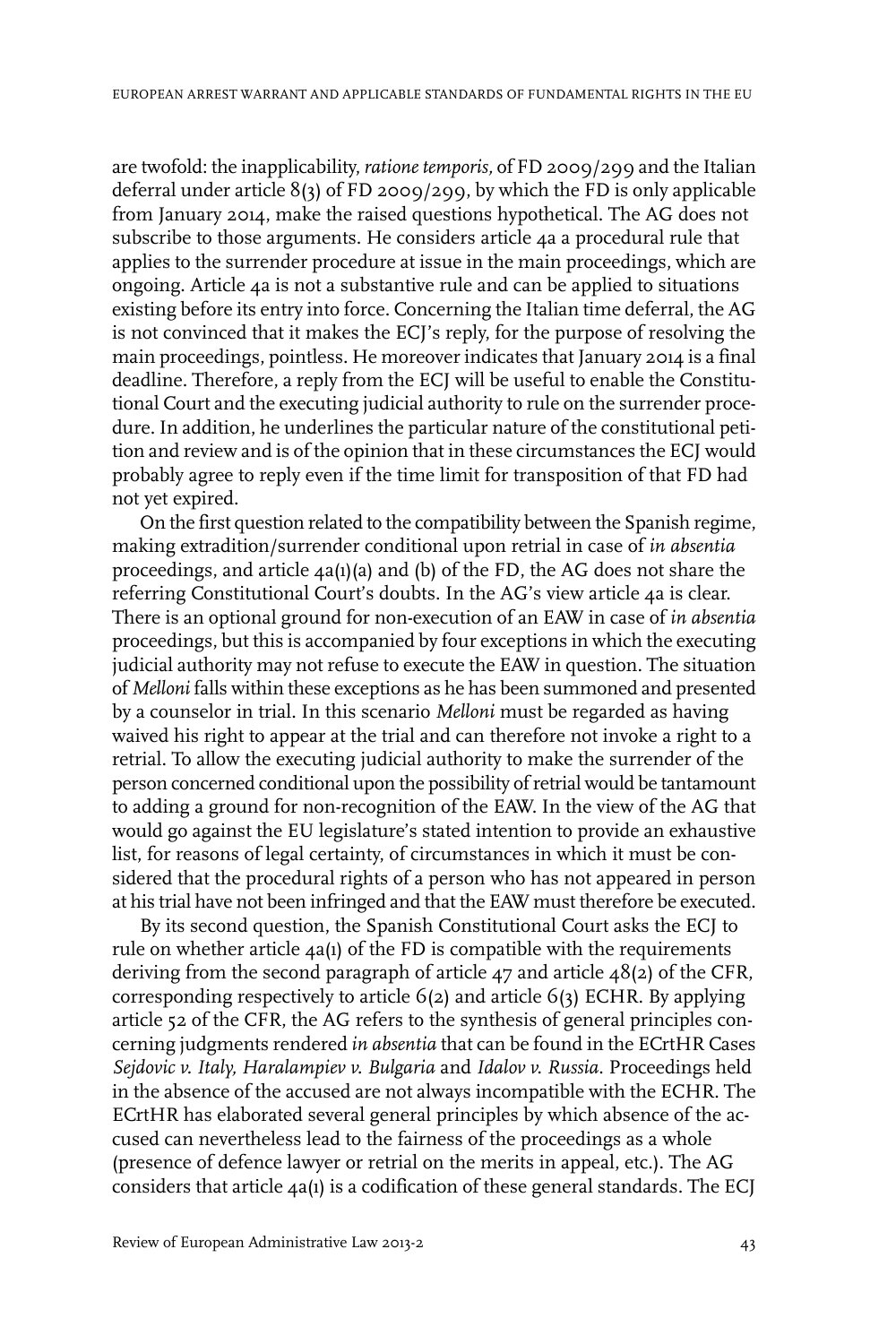are twofold: the inapplicability, *ratione temporis,* of FD 2009/299 and the Italian deferral under article 8(3) of FD 2009/299, by which the FD is only applicable from January 2014, make the raised questions hypothetical. The AG does not subscribe to those arguments. He considers article 4a a procedural rule that applies to the surrender procedure at issue in the main proceedings, which are ongoing. Article 4a is not a substantive rule and can be applied to situations existing before its entry into force. Concerning the Italian time deferral, the AG is not convinced that it makes the ECJ's reply, for the purpose of resolving the main proceedings, pointless. He moreover indicates that January 2014 is a final deadline. Therefore, a reply from the ECJ will be useful to enable the Constitutional Court and the executing judicial authority to rule on the surrender procedure. In addition, he underlines the particular nature of the constitutional petition and review and is of the opinion that in these circumstances the ECJ would probably agree to reply even if the time limit for transposition of that FD had not yet expired.

On the first question related to the compatibility between the Spanish regime, making extradition/surrender conditional upon retrial in case of *in absentia* proceedings, and article 4a(1)(a) and (b) of the FD, the AG does not share the referring Constitutional Court's doubts. In the AG's view article 4a is clear. There is an optional ground for non-execution of an EAW in case of *in absentia* proceedings, but this is accompanied by four exceptions in which the executing judicial authority may not refuse to execute the EAW in question. The situation of *Melloni* falls within these exceptions as he has been summoned and presented by a counselor in trial. In this scenario *Melloni* must be regarded as having waived his right to appear at the trial and can therefore not invoke a right to a retrial. To allow the executing judicial authority to make the surrender of the person concerned conditional upon the possibility of retrial would be tantamount to adding a ground for non-recognition of the EAW. In the view of the AG that would go against the EU legislature's stated intention to provide an exhaustive list, for reasons of legal certainty, of circumstances in which it must be considered that the procedural rights of a person who has not appeared in person at his trial have not been infringed and that the EAW must therefore be executed.

By its second question, the Spanish Constitutional Court asks the ECJ to rule on whether article 4a(1) of the FD is compatible with the requirements deriving from the second paragraph of article 47 and article 48(2) of the CFR, corresponding respectively to article 6(2) and article 6(3) ECHR. By applying article 52 of the CFR, the AG refers to the synthesis of general principles concerning judgments rendered *in absentia* that can be found in the ECrtHR Cases *Sejdovic v. Italy, Haralampiev v. Bulgaria* and *Idalov v. Russia*. Proceedings held in the absence of the accused are not always incompatible with the ECHR. The ECrtHR has elaborated several general principles by which absence of the accused can nevertheless lead to the fairness of the proceedings as a whole (presence of defence lawyer or retrial on the merits in appeal, etc.). The AG considers that article 4a(1) is a codification of these general standards. The ECJ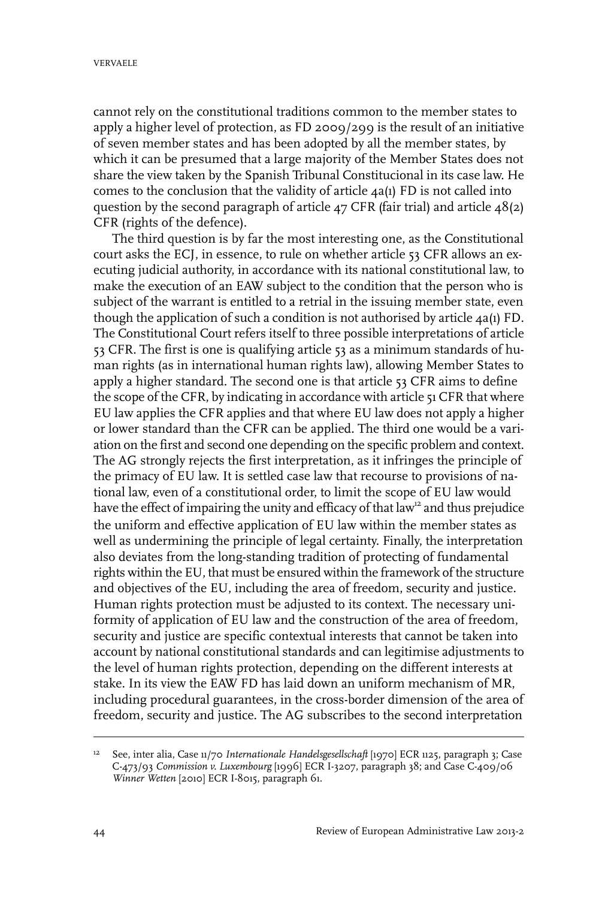cannot rely on the constitutional traditions common to the member states to apply a higher level of protection, as FD 2009/299 is the result of an initiative of seven member states and has been adopted by all the member states, by which it can be presumed that a large majority of the Member States does not share the view taken by the Spanish Tribunal Constitucional in its case law. He comes to the conclusion that the validity of article 4a(1) FD is not called into question by the second paragraph of article 47 CFR (fair trial) and article 48(2) CFR (rights of the defence).

The third question is by far the most interesting one, as the Constitutional court asks the ECJ, in essence, to rule on whether article 53 CFR allows an executing judicial authority, in accordance with its national constitutional law, to make the execution of an EAW subject to the condition that the person who is subject of the warrant is entitled to a retrial in the issuing member state, even though the application of such a condition is not authorised by article 4a(1) FD. The Constitutional Court refers itself to three possible interpretations of article 53 CFR. The first is one is qualifying article 53 as a minimum standards of human rights (as in international human rights law), allowing Member States to apply a higher standard. The second one is that article 53 CFR aims to define the scope of the CFR, by indicating in accordance with article 51 CFR that where EU law applies the CFR applies and that where EU law does not apply a higher or lower standard than the CFR can be applied. The third one would be a variation on the first and second one depending on the specific problem and context. The AG strongly rejects the first interpretation, as it infringes the principle of the primacy of EU law. It is settled case law that recourse to provisions of national law, even of a constitutional order, to limit the scope of EU law would have the effect of impairing the unity and efficacy of that law[12] and thus prejudice the uniform and effective application of EU law within the member states as well as undermining the principle of legal certainty. Finally, the interpretation also deviates from the long-standing tradition of protecting of fundamental rights within the EU, that must be ensured within the framework of the structure and objectives of the EU, including the area of freedom, security and justice. Human rights protection must be adjusted to its context. The necessary uniformity of application of EU law and the construction of the area of freedom, security and justice are specific contextual interests that cannot be taken into account by national constitutional standards and can legitimise adjustments to the level of human rights protection, depending on the different interests at stake. In its view the EAW FD has laid down an uniform mechanism of MR, including procedural guarantees, in the cross-border dimension of the area of freedom, security and justice. The AG subscribes to the second interpretation

---

[12] See, inter alia, Case 11/70 *Internationale Handelsgesellschaft* [1970] ECR 1125, paragraph 3; Case C-473/93 *Commission v. Luxembourg* [1996] ECR I-3207, paragraph 38; and Case C-409/06 *Winner Wetten* [2010] ECR I-8015, paragraph 61.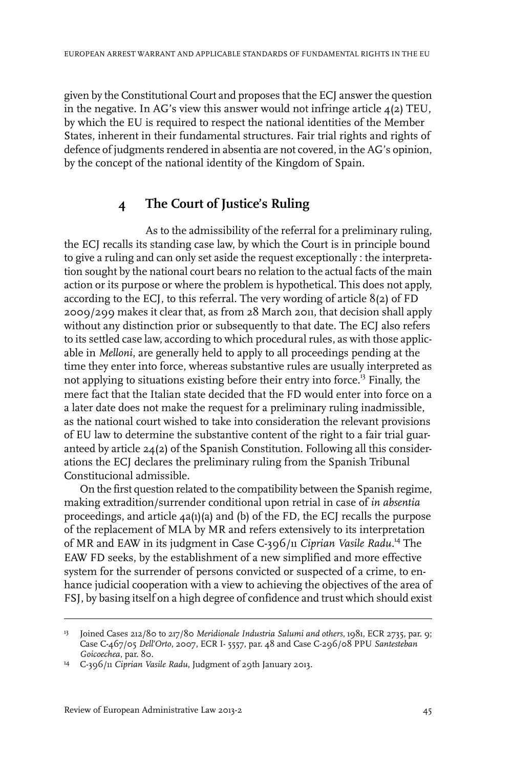given by the Constitutional Court and proposes that the ECJ answer the question in the negative. In AG's view this answer would not infringe article 4(2) TEU, by which the EU is required to respect the national identities of the Member States, inherent in their fundamental structures. Fair trial rights and rights of defence of judgments rendered in absentia are not covered, in the AG's opinion, by the concept of the national identity of the Kingdom of Spain.

## 4 The Court of Justice's Ruling

As to the admissibility of the referral for a preliminary ruling, the ECJ recalls its standing case law, by which the Court is in principle bound to give a ruling and can only set aside the request exceptionally : the interpretation sought by the national court bears no relation to the actual facts of the main action or its purpose or where the problem is hypothetical. This does not apply, according to the ECJ, to this referral. The very wording of article 8(2) of FD 2009/299 makes it clear that, as from 28 March 2011, that decision shall apply without any distinction prior or subsequently to that date. The ECJ also refers to its settled case law, according to which procedural rules, as with those applicable in *Melloni*, are generally held to apply to all proceedings pending at the time they enter into force, whereas substantive rules are usually interpreted as not applying to situations existing before their entry into force.[13] Finally, the mere fact that the Italian state decided that the FD would enter into force on a a later date does not make the request for a preliminary ruling inadmissible, as the national court wished to take into consideration the relevant provisions of EU law to determine the substantive content of the right to a fair trial guaranteed by article 24(2) of the Spanish Constitution. Following all this considerations the ECJ declares the preliminary ruling from the Spanish Tribunal Constitucional admissible.

On the first question related to the compatibility between the Spanish regime, making extradition/surrender conditional upon retrial in case of *in absentia* proceedings, and article 4a(1)(a) and (b) of the FD, the ECJ recalls the purpose of the replacement of MLA by MR and refers extensively to its interpretation of MR and EAW in its judgment in Case C-396/11 *Ciprian Vasile Radu*.[14] The EAW FD seeks, by the establishment of a new simplified and more effective system for the surrender of persons convicted or suspected of a crime, to enhance judicial cooperation with a view to achieving the objectives of the area of FSJ, by basing itself on a high degree of confidence and trust which should exist

---

13 Joined Cases 212/80 to 217/80 *Meridionale Industria Salumi and others*, 1981, ECR 2735, par. 9; Case C-467/05 *Dell'Orto*, 2007, ECR I- 5557, par. 48 and Case C-296/08 PPU *Santesteban Goicoechea*, par. 80.

14 C-396/11 *Ciprian Vasile Radu*, Judgment of 29th January 2013.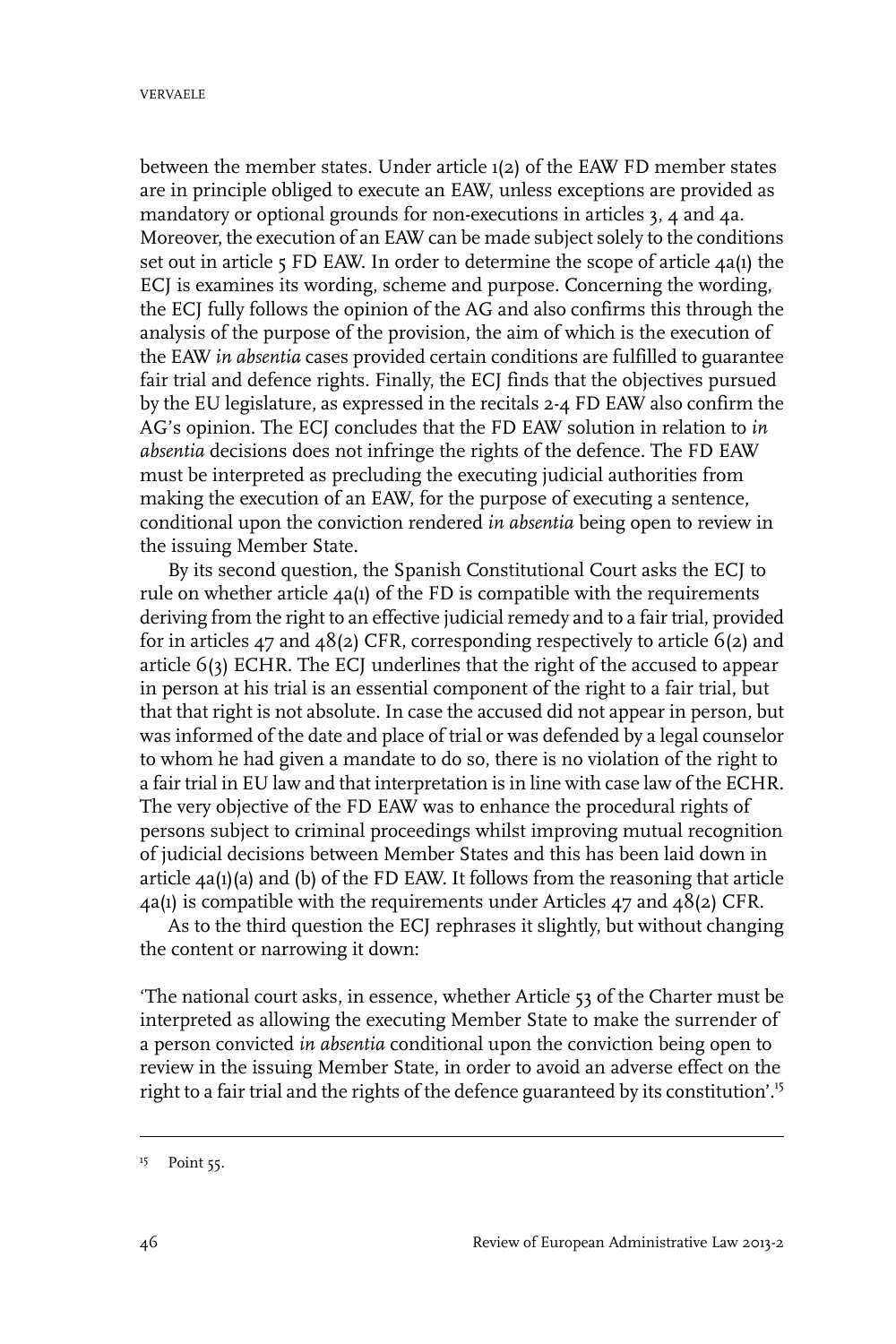between the member states. Under article 1(2) of the EAW FD member states are in principle obliged to execute an EAW, unless exceptions are provided as mandatory or optional grounds for non-executions in articles 3, 4 and 4a. Moreover, the execution of an EAW can be made subject solely to the conditions set out in article 5 FD EAW. In order to determine the scope of article 4a(1) the ECJ is examines its wording, scheme and purpose. Concerning the wording, the ECJ fully follows the opinion of the AG and also confirms this through the analysis of the purpose of the provision, the aim of which is the execution of the EAW *in absentia* cases provided certain conditions are fulfilled to guarantee fair trial and defence rights. Finally, the ECJ finds that the objectives pursued by the EU legislature, as expressed in the recitals 2-4 FD EAW also confirm the AG's opinion. The ECJ concludes that the FD EAW solution in relation to *in absentia* decisions does not infringe the rights of the defence. The FD EAW must be interpreted as precluding the executing judicial authorities from making the execution of an EAW, for the purpose of executing a sentence, conditional upon the conviction rendered *in absentia* being open to review in the issuing Member State.

By its second question, the Spanish Constitutional Court asks the ECJ to rule on whether article 4a(1) of the FD is compatible with the requirements deriving from the right to an effective judicial remedy and to a fair trial, provided for in articles 47 and 48(2) CFR, corresponding respectively to article 6(2) and article 6(3) ECHR. The ECJ underlines that the right of the accused to appear in person at his trial is an essential component of the right to a fair trial, but that that right is not absolute. In case the accused did not appear in person, but was informed of the date and place of trial or was defended by a legal counselor to whom he had given a mandate to do so, there is no violation of the right to a fair trial in EU law and that interpretation is in line with case law of the ECHR. The very objective of the FD EAW was to enhance the procedural rights of persons subject to criminal proceedings whilst improving mutual recognition of judicial decisions between Member States and this has been laid down in article 4a(1)(a) and (b) of the FD EAW. It follows from the reasoning that article 4a(1) is compatible with the requirements under Articles 47 and 48(2) CFR.

As to the third question the ECJ rephrases it slightly, but without changing the content or narrowing it down:

'The national court asks, in essence, whether Article 53 of the Charter must be interpreted as allowing the executing Member State to make the surrender of a person convicted *in absentia* conditional upon the conviction being open to review in the issuing Member State, in order to avoid an adverse effect on the right to a fair trial and the rights of the defence guaranteed by its constitution'.[15]

---

[15] Point 55.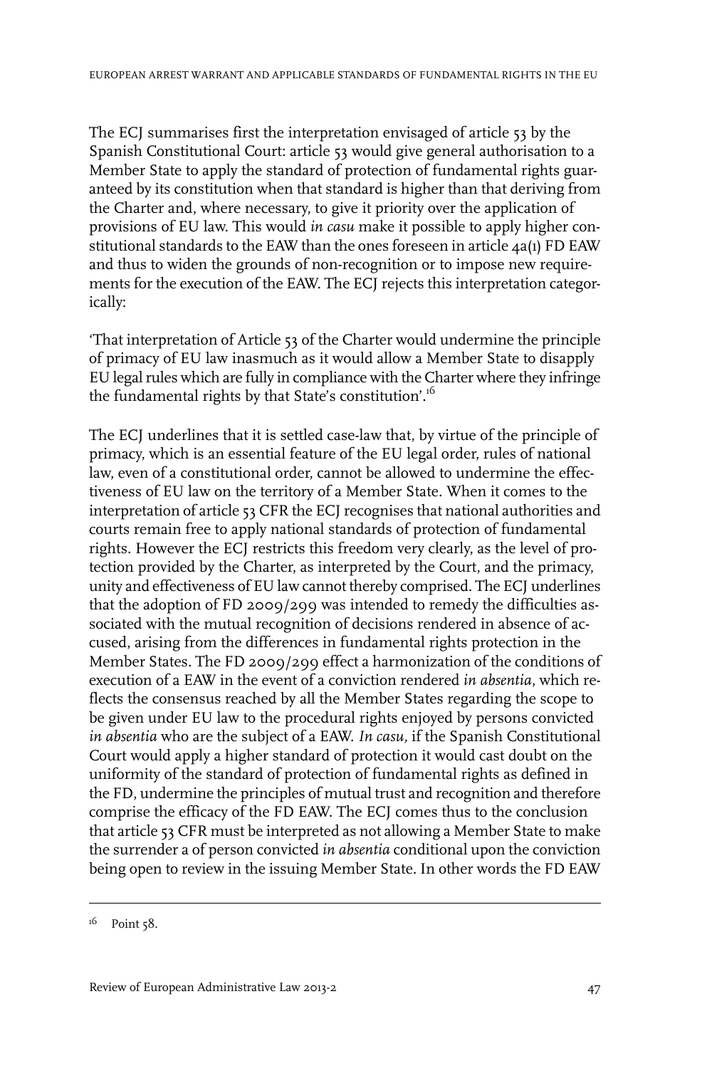The ECJ summarises first the interpretation envisaged of article 53 by the Spanish Constitutional Court: article 53 would give general authorisation to a Member State to apply the standard of protection of fundamental rights guaranteed by its constitution when that standard is higher than that deriving from the Charter and, where necessary, to give it priority over the application of provisions of EU law. This would *in casu* make it possible to apply higher constitutional standards to the EAW than the ones foreseen in article 4a(1) FD EAW and thus to widen the grounds of non-recognition or to impose new requirements for the execution of the EAW. The ECJ rejects this interpretation categorically:

'That interpretation of Article 53 of the Charter would undermine the principle of primacy of EU law inasmuch as it would allow a Member State to disapply EU legal rules which are fully in compliance with the Charter where they infringe the fundamental rights by that State's constitution'.[16]

The ECJ underlines that it is settled case-law that, by virtue of the principle of primacy, which is an essential feature of the EU legal order, rules of national law, even of a constitutional order, cannot be allowed to undermine the effectiveness of EU law on the territory of a Member State. When it comes to the interpretation of article 53 CFR the ECJ recognises that national authorities and courts remain free to apply national standards of protection of fundamental rights. However the ECJ restricts this freedom very clearly, as the level of protection provided by the Charter, as interpreted by the Court, and the primacy, unity and effectiveness of EU law cannot thereby comprised. The ECJ underlines that the adoption of FD 2009/299 was intended to remedy the difficulties associated with the mutual recognition of decisions rendered in absence of accused, arising from the differences in fundamental rights protection in the Member States. The FD 2009/299 effect a harmonization of the conditions of execution of a EAW in the event of a conviction rendered *in absentia*, which reflects the consensus reached by all the Member States regarding the scope to be given under EU law to the procedural rights enjoyed by persons convicted *in absentia* who are the subject of a EAW. *In casu*, if the Spanish Constitutional Court would apply a higher standard of protection it would cast doubt on the uniformity of the standard of protection of fundamental rights as defined in the FD, undermine the principles of mutual trust and recognition and therefore comprise the efficacy of the FD EAW. The ECJ comes thus to the conclusion that article 53 CFR must be interpreted as not allowing a Member State to make the surrender a of person convicted *in absentia* conditional upon the conviction being open to review in the issuing Member State. In other words the FD EAW

[16] Point 58.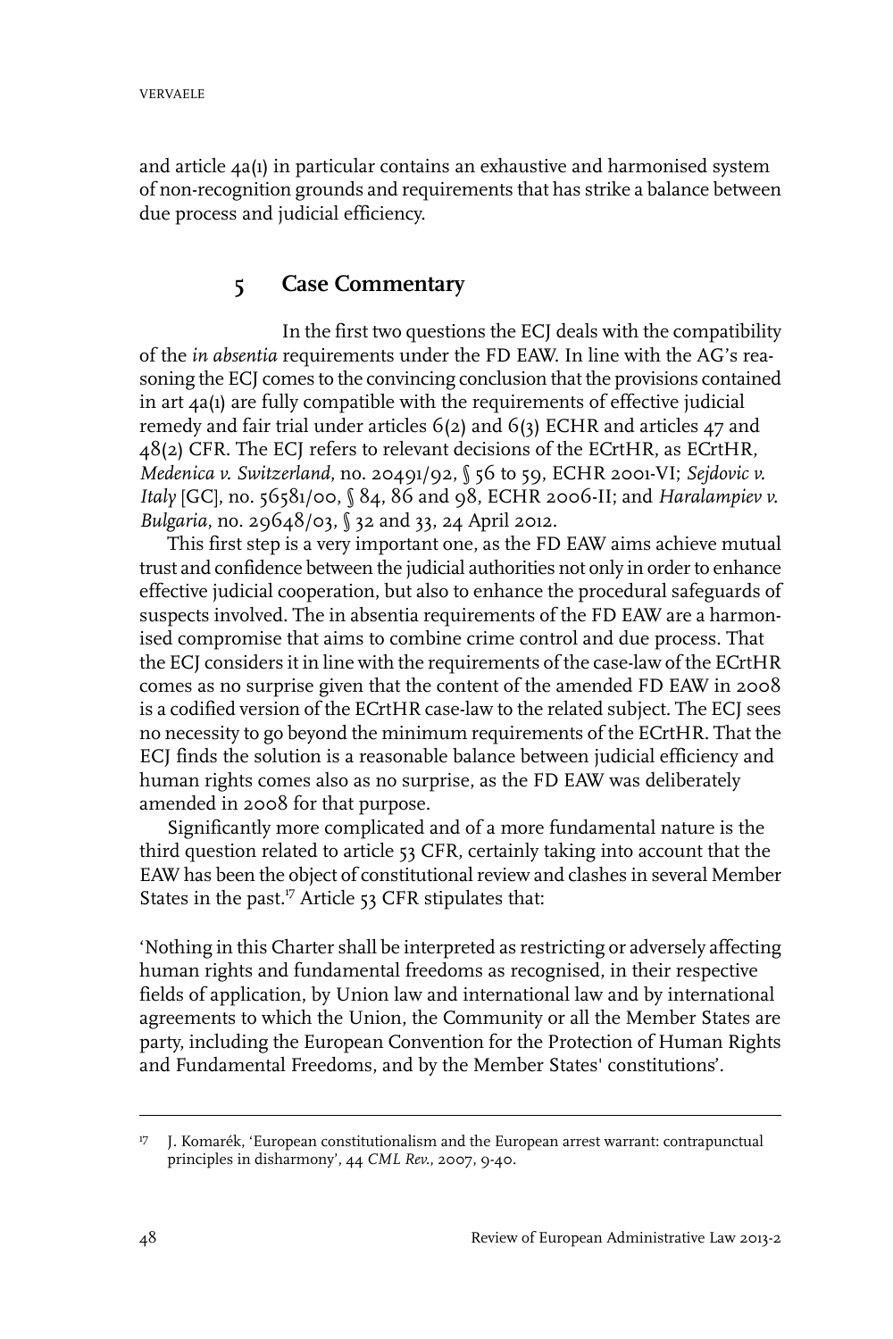and article 4a(1) in particular contains an exhaustive and harmonised system of non-recognition grounds and requirements that has strike a balance between due process and judicial efficiency.

## 5 Case Commentary

In the first two questions the ECJ deals with the compatibility of the *in absentia* requirements under the FD EAW. In line with the AG's reasoning the ECJ comes to the convincing conclusion that the provisions contained in art 4a(1) are fully compatible with the requirements of effective judicial remedy and fair trial under articles 6(2) and 6(3) ECHR and articles 47 and 48(2) CFR. The ECJ refers to relevant decisions of the ECrtHR, as ECrtHR, *Medenica v. Switzerland*, no. 20491/92, § 56 to 59, ECHR 2001-VI; *Sejdovic v. Italy* [GC], no. 56581/00, § 84, 86 and 98, ECHR 2006-II; and *Haralampiev v. Bulgaria*, no. 29648/03, § 32 and 33, 24 April 2012.

This first step is a very important one, as the FD EAW aims achieve mutual trust and confidence between the judicial authorities not only in order to enhance effective judicial cooperation, but also to enhance the procedural safeguards of suspects involved. The in absentia requirements of the FD EAW are a harmonised compromise that aims to combine crime control and due process. That the ECJ considers it in line with the requirements of the case-law of the ECrtHR comes as no surprise given that the content of the amended FD EAW in 2008 is a codified version of the ECrtHR case-law to the related subject. The ECJ sees no necessity to go beyond the minimum requirements of the ECrtHR. That the ECJ finds the solution is a reasonable balance between judicial efficiency and human rights comes also as no surprise, as the FD EAW was deliberately amended in 2008 for that purpose.

Significantly more complicated and of a more fundamental nature is the third question related to article 53 CFR, certainly taking into account that the EAW has been the object of constitutional review and clashes in several Member States in the past.[17] Article 53 CFR stipulates that:

'Nothing in this Charter shall be interpreted as restricting or adversely affecting human rights and fundamental freedoms as recognised, in their respective fields of application, by Union law and international law and by international agreements to which the Union, the Community or all the Member States are party, including the European Convention for the Protection of Human Rights and Fundamental Freedoms, and by the Member States' constitutions'.

---

[17] J. Komarék, 'European constitutionalism and the European arrest warrant: contrapunctual principles in disharmony', 44 *CML Rev.*, 2007, 9-40.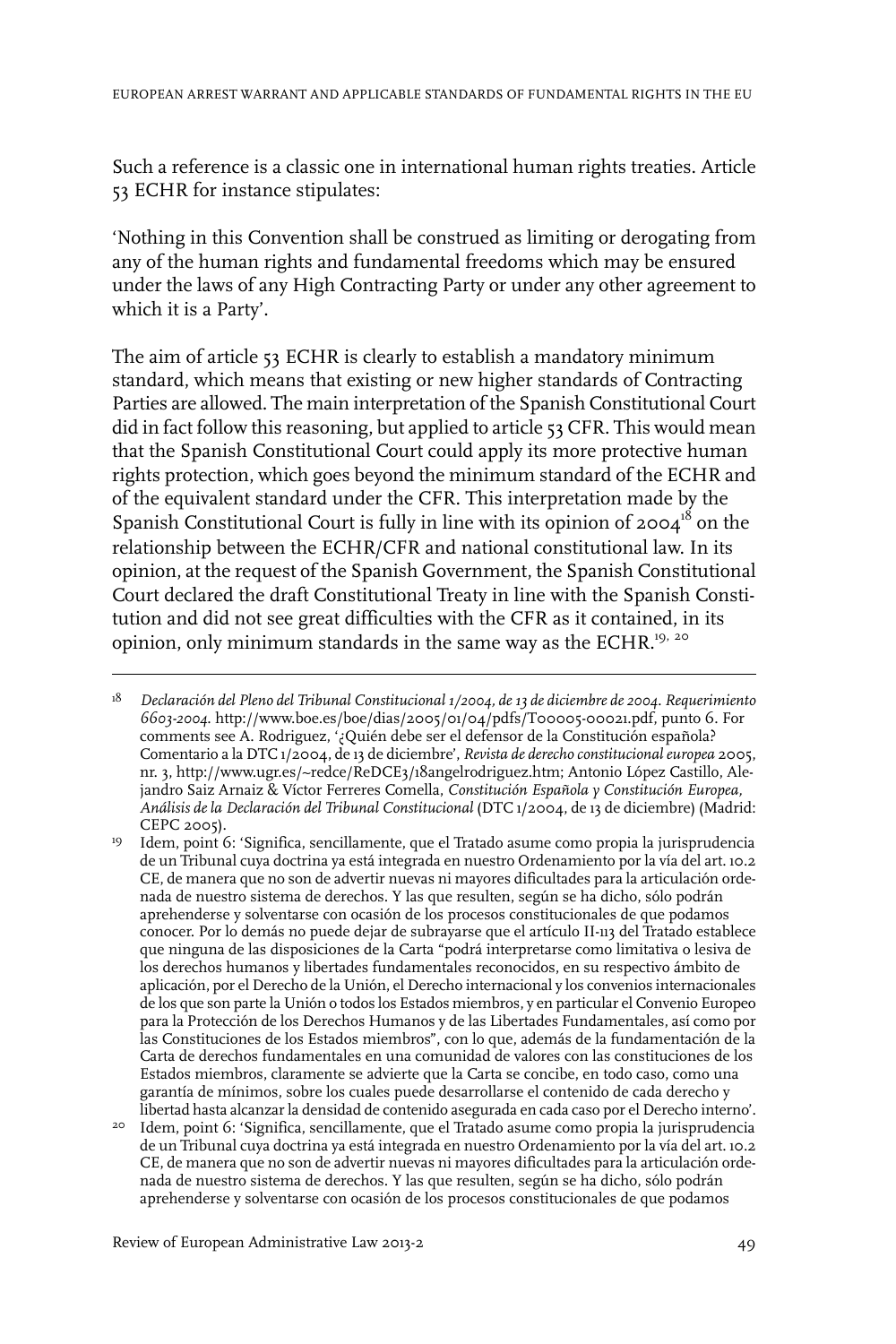Such a reference is a classic one in international human rights treaties. Article 53 ECHR for instance stipulates:

'Nothing in this Convention shall be construed as limiting or derogating from any of the human rights and fundamental freedoms which may be ensured under the laws of any High Contracting Party or under any other agreement to which it is a Party'.

The aim of article 53 ECHR is clearly to establish a mandatory minimum standard, which means that existing or new higher standards of Contracting Parties are allowed. The main interpretation of the Spanish Constitutional Court did in fact follow this reasoning, but applied to article 53 CFR. This would mean that the Spanish Constitutional Court could apply its more protective human rights protection, which goes beyond the minimum standard of the ECHR and of the equivalent standard under the CFR. This interpretation made by the Spanish Constitutional Court is fully in line with its opinion of 2004[18] on the relationship between the ECHR/CFR and national constitutional law. In its opinion, at the request of the Spanish Government, the Spanish Constitutional Court declared the draft Constitutional Treaty in line with the Spanish Constitution and did not see great difficulties with the CFR as it contained, in its opinion, only minimum standards in the same way as the ECHR.[19, 20]

---

[18] *Declaración del Pleno del Tribunal Constitucional 1/2004, de 13 de diciembre de 2004. Requerimiento 6603-2004.* http://www.boe.es/boe/dias/2005/01/04/pdfs/T00005-00021.pdf, punto 6. For comments see A. Rodriguez, '¿Quién debe ser el defensor de la Constitución española? Comentario a la DTC 1/2004, de 13 de diciembre', *Revista de derecho constitucional europea* 2005, nr. 3, http://www.ugr.es/~redce/ReDCE3/18angelrodriguez.htm; Antonio López Castillo, Alejandro Saiz Arnaiz & Víctor Ferreres Comella, *Constitución Española y Constitución Europea, Análisis de la Declaración del Tribunal Constitucional* (DTC 1/2004, de 13 de diciembre) (Madrid: CEPC 2005).

[19] Idem, point 6: 'Significa, sencillamente, que el Tratado asume como propia la jurisprudencia de un Tribunal cuya doctrina ya está integrada en nuestro Ordenamiento por la vía del art. 10.2 CE, de manera que no son de advertir nuevas ni mayores dificultades para la articulación ordenada de nuestro sistema de derechos. Y las que resulten, según se ha dicho, sólo podrán aprehenderse y solventarse con ocasión de los procesos constitucionales de que podamos conocer. Por lo demás no puede dejar de subrayarse que el artículo II-113 del Tratado establece que ninguna de las disposiciones de la Carta "podrá interpretarse como limitativa o lesiva de los derechos humanos y libertades fundamentales reconocidos, en su respectivo ámbito de aplicación, por el Derecho de la Unión, el Derecho internacional y los convenios internacionales de los que son parte la Unión o todos los Estados miembros, y en particular el Convenio Europeo para la Protección de los Derechos Humanos y de las Libertades Fundamentales, así como por las Constituciones de los Estados miembros", con lo que, además de la fundamentación de la Carta de derechos fundamentales en una comunidad de valores con las constituciones de los Estados miembros, claramente se advierte que la Carta se concibe, en todo caso, como una garantía de mínimos, sobre los cuales puede desarrollarse el contenido de cada derecho y libertad hasta alcanzar la densidad de contenido asegurada en cada caso por el Derecho interno'.

[20] Idem, point 6: 'Significa, sencillamente, que el Tratado asume como propia la jurisprudencia de un Tribunal cuya doctrina ya está integrada en nuestro Ordenamiento por la vía del art. 10.2 CE, de manera que no son de advertir nuevas ni mayores dificultades para la articulación ordenada de nuestro sistema de derechos. Y las que resulten, según se ha dicho, sólo podrán aprehenderse y solventarse con ocasión de los procesos constitucionales de que podamos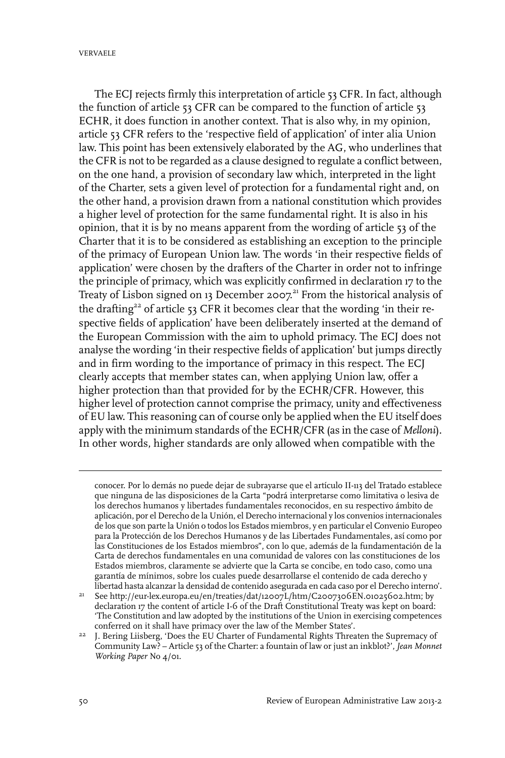The ECJ rejects firmly this interpretation of article 53 CFR. In fact, although the function of article 53 CFR can be compared to the function of article 53 ECHR, it does function in another context. That is also why, in my opinion, article 53 CFR refers to the 'respective field of application' of inter alia Union law. This point has been extensively elaborated by the AG, who underlines that the CFR is not to be regarded as a clause designed to regulate a conflict between, on the one hand, a provision of secondary law which, interpreted in the light of the Charter, sets a given level of protection for a fundamental right and, on the other hand, a provision drawn from a national constitution which provides a higher level of protection for the same fundamental right. It is also in his opinion, that it is by no means apparent from the wording of article 53 of the Charter that it is to be considered as establishing an exception to the principle of the primacy of European Union law. The words 'in their respective fields of application' were chosen by the drafters of the Charter in order not to infringe the principle of primacy, which was explicitly confirmed in declaration 17 to the Treaty of Lisbon signed on 13 December 2007.[21] From the historical analysis of the drafting[22] of article 53 CFR it becomes clear that the wording 'in their respective fields of application' have been deliberately inserted at the demand of the European Commission with the aim to uphold primacy. The ECJ does not analyse the wording 'in their respective fields of application' but jumps directly and in firm wording to the importance of primacy in this respect. The ECJ clearly accepts that member states can, when applying Union law, offer a higher protection than that provided for by the ECHR/CFR. However, this higher level of protection cannot comprise the primacy, unity and effectiveness of EU law. This reasoning can of course only be applied when the EU itself does apply with the minimum standards of the ECHR/CFR (as in the case of *Melloni*). In other words, higher standards are only allowed when compatible with the

---

conocer. Por lo demás no puede dejar de subrayarse que el artículo II-113 del Tratado establece que ninguna de las disposiciones de la Carta "podrá interpretarse como limitativa o lesiva de los derechos humanos y libertades fundamentales reconocidos, en su respectivo ámbito de aplicación, por el Derecho de la Unión, el Derecho internacional y los convenios internacionales de los que son parte la Unión o todos los Estados miembros, y en particular el Convenio Europeo para la Protección de los Derechos Humanos y de las Libertades Fundamentales, así como por las Constituciones de los Estados miembros", con lo que, además de la fundamentación de la Carta de derechos fundamentales en una comunidad de valores con las constituciones de los Estados miembros, claramente se advierte que la Carta se concibe, en todo caso, como una garantía de mínimos, sobre los cuales puede desarrollarse el contenido de cada derecho y libertad hasta alcanzar la densidad de contenido asegurada en cada caso por el Derecho interno'.

[21] See http://eur-lex.europa.eu/en/treaties/dat/12007L/htm/C2007306EN.01025602.htm; by declaration 17 the content of article I-6 of the Draft Constitutional Treaty was kept on board: 'The Constitution and law adopted by the institutions of the Union in exercising competences conferred on it shall have primacy over the law of the Member States'.

[22] J. Bering Liisberg, 'Does the EU Charter of Fundamental Rights Threaten the Supremacy of Community Law? – Article 53 of the Charter: a fountain of law or just an inkblot?', *Jean Monnet Working Paper* No 4/01.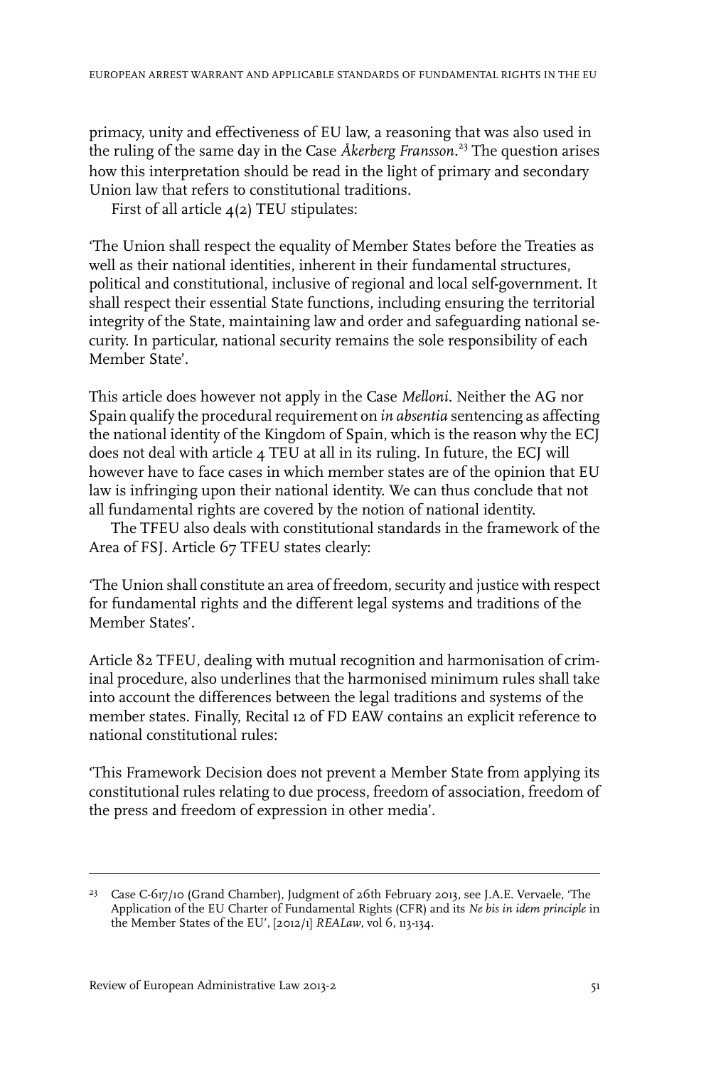primacy, unity and effectiveness of EU law, a reasoning that was also used in the ruling of the same day in the Case *Åkerberg Fransson*.[23] The question arises how this interpretation should be read in the light of primary and secondary Union law that refers to constitutional traditions.

First of all article 4(2) TEU stipulates:

'The Union shall respect the equality of Member States before the Treaties as well as their national identities, inherent in their fundamental structures, political and constitutional, inclusive of regional and local self-government. It shall respect their essential State functions, including ensuring the territorial integrity of the State, maintaining law and order and safeguarding national security. In particular, national security remains the sole responsibility of each Member State'.

This article does however not apply in the Case *Melloni*. Neither the AG nor Spain qualify the procedural requirement on *in absentia* sentencing as affecting the national identity of the Kingdom of Spain, which is the reason why the ECJ does not deal with article 4 TEU at all in its ruling. In future, the ECJ will however have to face cases in which member states are of the opinion that EU law is infringing upon their national identity. We can thus conclude that not all fundamental rights are covered by the notion of national identity.

The TFEU also deals with constitutional standards in the framework of the Area of FSJ. Article 67 TFEU states clearly:

'The Union shall constitute an area of freedom, security and justice with respect for fundamental rights and the different legal systems and traditions of the Member States'.

Article 82 TFEU, dealing with mutual recognition and harmonisation of criminal procedure, also underlines that the harmonised minimum rules shall take into account the differences between the legal traditions and systems of the member states. Finally, Recital 12 of FD EAW contains an explicit reference to national constitutional rules:

'This Framework Decision does not prevent a Member State from applying its constitutional rules relating to due process, freedom of association, freedom of the press and freedom of expression in other media'.

---

[23] Case C-617/10 (Grand Chamber), Judgment of 26th February 2013, see J.A.E. Vervaele, 'The Application of the EU Charter of Fundamental Rights (CFR) and its *Ne bis in idem principle* in the Member States of the EU', [2012/1] *REALaw*, vol 6, 113-134.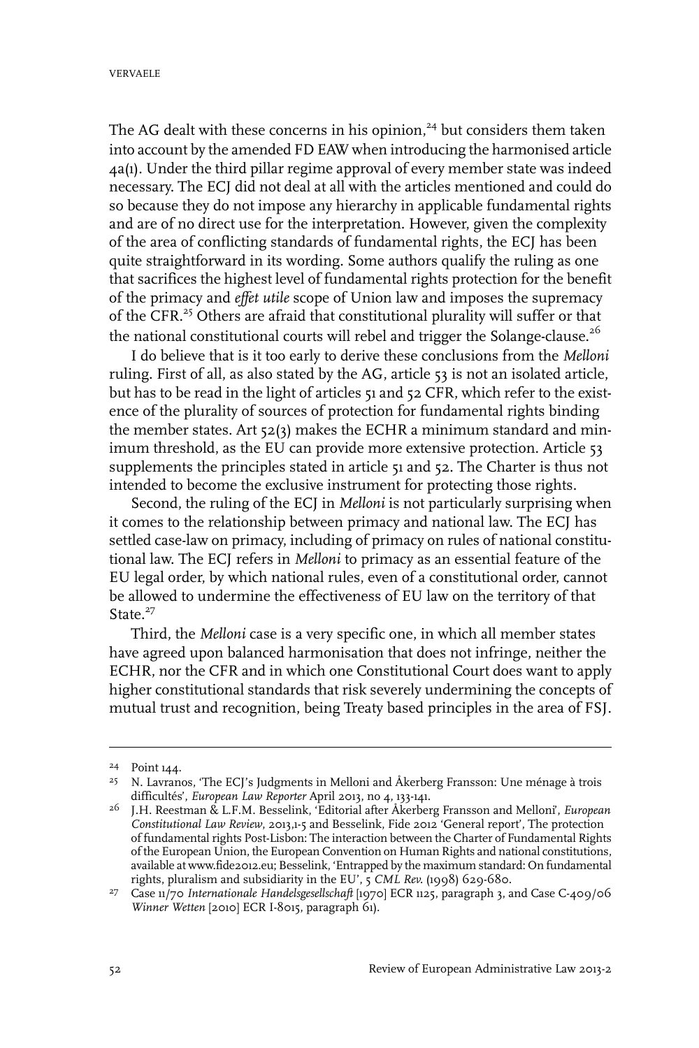The AG dealt with these concerns in his opinion,[24] but considers them taken into account by the amended FD EAW when introducing the harmonised article 4a(1). Under the third pillar regime approval of every member state was indeed necessary. The ECJ did not deal at all with the articles mentioned and could do so because they do not impose any hierarchy in applicable fundamental rights and are of no direct use for the interpretation. However, given the complexity of the area of conflicting standards of fundamental rights, the ECJ has been quite straightforward in its wording. Some authors qualify the ruling as one that sacrifices the highest level of fundamental rights protection for the benefit of the primacy and *effet utile* scope of Union law and imposes the supremacy of the CFR.[25] Others are afraid that constitutional plurality will suffer or that the national constitutional courts will rebel and trigger the Solange-clause.[26]

I do believe that is it too early to derive these conclusions from the *Melloni* ruling. First of all, as also stated by the AG, article 53 is not an isolated article, but has to be read in the light of articles 51 and 52 CFR, which refer to the existence of the plurality of sources of protection for fundamental rights binding the member states. Art 52(3) makes the ECHR a minimum standard and minimum threshold, as the EU can provide more extensive protection. Article 53 supplements the principles stated in article 51 and 52. The Charter is thus not intended to become the exclusive instrument for protecting those rights.

Second, the ruling of the ECJ in *Melloni* is not particularly surprising when it comes to the relationship between primacy and national law. The ECJ has settled case-law on primacy, including of primacy on rules of national constitutional law. The ECJ refers in *Melloni* to primacy as an essential feature of the EU legal order, by which national rules, even of a constitutional order, cannot be allowed to undermine the effectiveness of EU law on the territory of that State.[27]

Third, the *Melloni* case is a very specific one, in which all member states have agreed upon balanced harmonisation that does not infringe, neither the ECHR, nor the CFR and in which one Constitutional Court does want to apply higher constitutional standards that risk severely undermining the concepts of mutual trust and recognition, being Treaty based principles in the area of FSJ.

---

24 Point 144.

25 N. Lavranos, 'The ECJ's Judgments in Melloni and Åkerberg Fransson: Une ménage à trois difficultés', *European Law Reporter* April 2013, no 4, 133-141.

26 J.H. Reestman & L.F.M. Besselink, 'Editorial after Åkerberg Fransson and Melloni', *European Constitutional Law Review*, 2013,1-5 and Besselink, Fide 2012 'General report', The protection of fundamental rights Post-Lisbon: The interaction between the Charter of Fundamental Rights of the European Union, the European Convention on Human Rights and national constitutions, available at www.fide2012.eu; Besselink, 'Entrapped by the maximum standard: On fundamental rights, pluralism and subsidiarity in the EU', 5 *CML Rev.* (1998) 629-680.

27 Case 11/70 *Internationale Handelsgesellschaft* [1970] ECR 1125, paragraph 3, and Case C-409/06 *Winner Wetten* [2010] ECR I-8015, paragraph 61).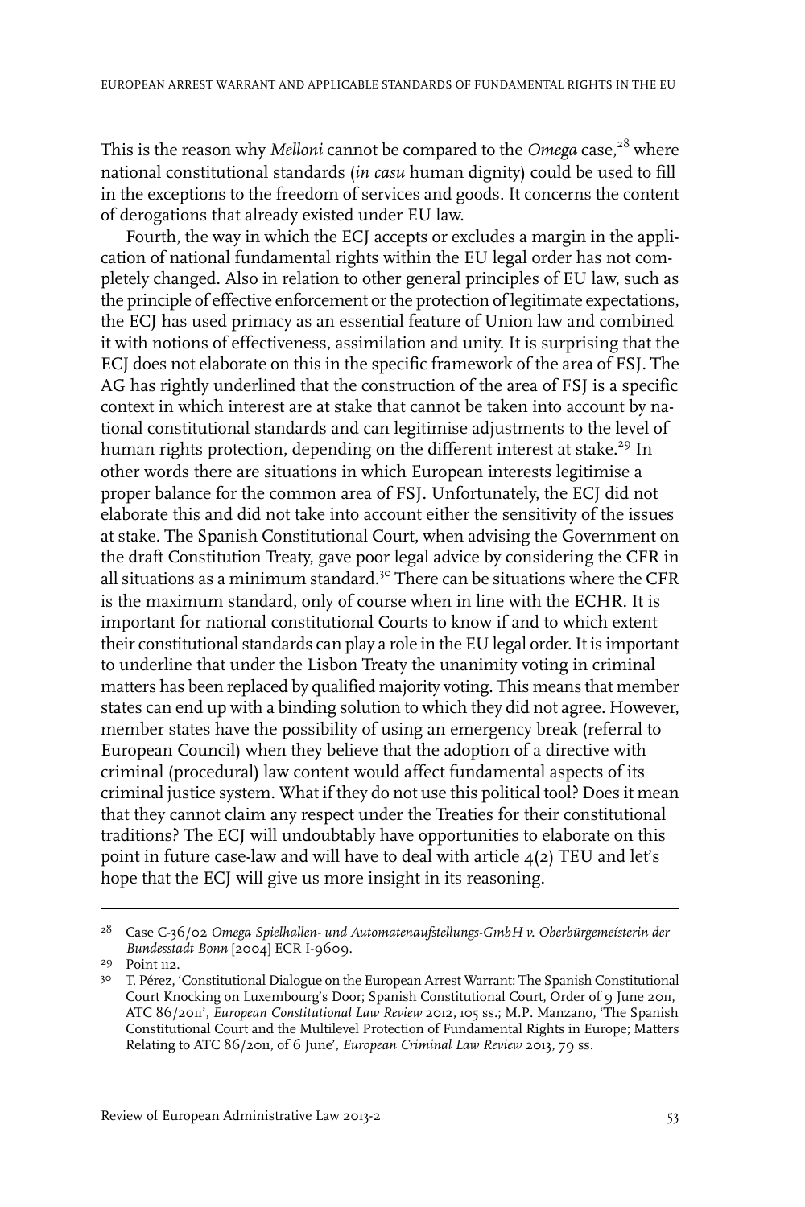This is the reason why *Melloni* cannot be compared to the *Omega* case,[28] where national constitutional standards (*in casu* human dignity) could be used to fill in the exceptions to the freedom of services and goods. It concerns the content of derogations that already existed under EU law.

Fourth, the way in which the ECJ accepts or excludes a margin in the application of national fundamental rights within the EU legal order has not completely changed. Also in relation to other general principles of EU law, such as the principle of effective enforcement or the protection of legitimate expectations, the ECJ has used primacy as an essential feature of Union law and combined it with notions of effectiveness, assimilation and unity. It is surprising that the ECJ does not elaborate on this in the specific framework of the area of FSJ. The AG has rightly underlined that the construction of the area of FSJ is a specific context in which interest are at stake that cannot be taken into account by national constitutional standards and can legitimise adjustments to the level of human rights protection, depending on the different interest at stake.[29] In other words there are situations in which European interests legitimise a proper balance for the common area of FSJ. Unfortunately, the ECJ did not elaborate this and did not take into account either the sensitivity of the issues at stake. The Spanish Constitutional Court, when advising the Government on the draft Constitution Treaty, gave poor legal advice by considering the CFR in all situations as a minimum standard.[30] There can be situations where the CFR is the maximum standard, only of course when in line with the ECHR. It is important for national constitutional Courts to know if and to which extent their constitutional standards can play a role in the EU legal order. It is important to underline that under the Lisbon Treaty the unanimity voting in criminal matters has been replaced by qualified majority voting. This means that member states can end up with a binding solution to which they did not agree. However, member states have the possibility of using an emergency break (referral to European Council) when they believe that the adoption of a directive with criminal (procedural) law content would affect fundamental aspects of its criminal justice system. What if they do not use this political tool? Does it mean that they cannot claim any respect under the Treaties for their constitutional traditions? The ECJ will undoubtably have opportunities to elaborate on this point in future case-law and will have to deal with article 4(2) TEU and let's hope that the ECJ will give us more insight in its reasoning.

---

28 Case C-36/02 *Omega Spielhallen- und Automatenaufstellungs-GmbH v. Oberbürgemeisterin der Bundesstadt Bonn* [2004] ECR I-9609.

29 Point 112.

30 T. Pérez, 'Constitutional Dialogue on the European Arrest Warrant: The Spanish Constitutional Court Knocking on Luxembourg's Door; Spanish Constitutional Court, Order of 9 June 2011, ATC 86/2011', *European Constitutional Law Review* 2012, 105 ss.; M.P. Manzano, 'The Spanish Constitutional Court and the Multilevel Protection of Fundamental Rights in Europe; Matters Relating to ATC 86/2011, of 6 June', *European Criminal Law Review* 2013, 79 ss.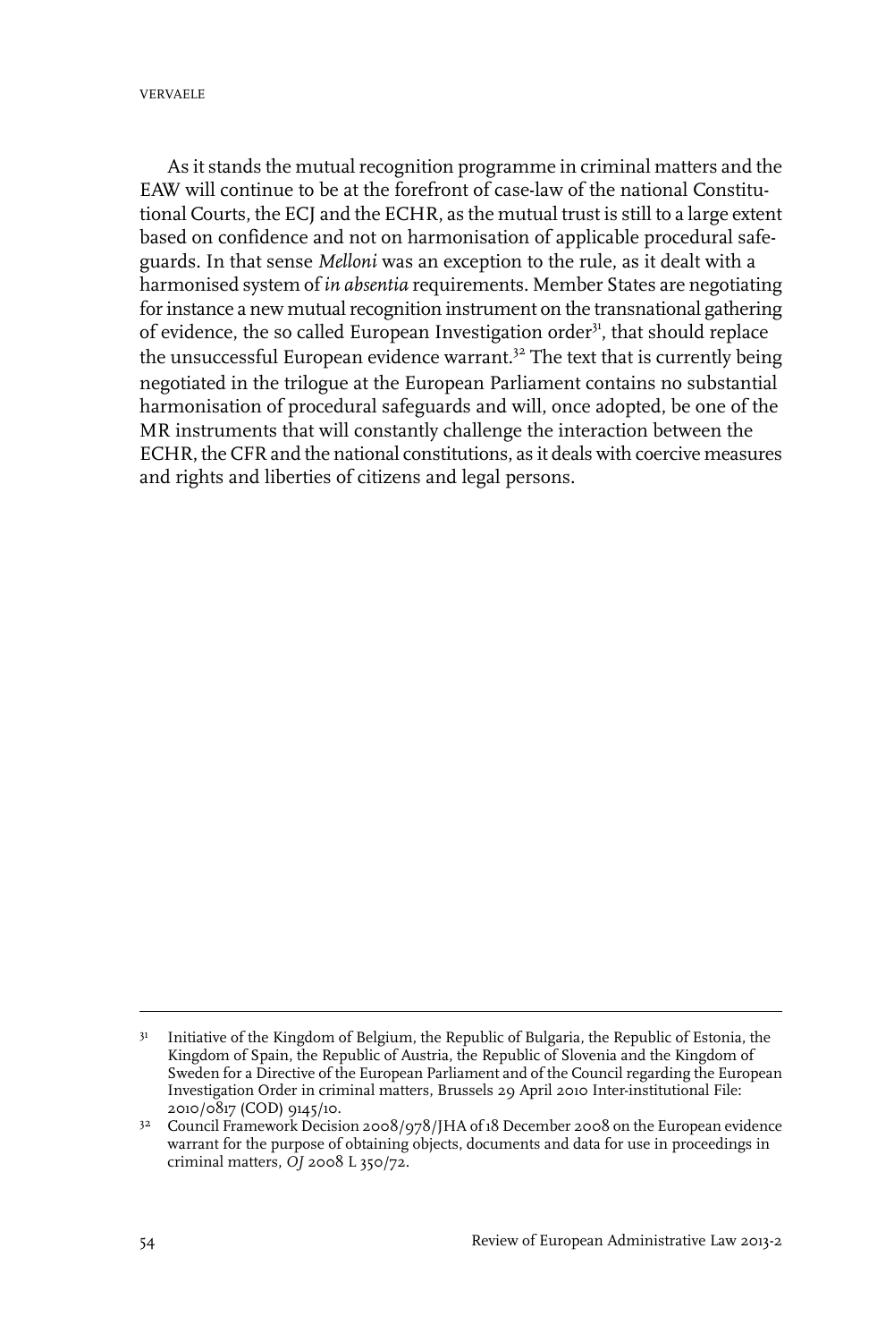As it stands the mutual recognition programme in criminal matters and the EAW will continue to be at the forefront of case-law of the national Constitutional Courts, the ECJ and the ECHR, as the mutual trust is still to a large extent based on confidence and not on harmonisation of applicable procedural safeguards. In that sense *Melloni* was an exception to the rule, as it dealt with a harmonised system of *in absentia* requirements. Member States are negotiating for instance a new mutual recognition instrument on the transnational gathering of evidence, the so called European Investigation order[31], that should replace the unsuccessful European evidence warrant.[32] The text that is currently being negotiated in the trilogue at the European Parliament contains no substantial harmonisation of procedural safeguards and will, once adopted, be one of the MR instruments that will constantly challenge the interaction between the ECHR, the CFR and the national constitutions, as it deals with coercive measures and rights and liberties of citizens and legal persons.

---

31 Initiative of the Kingdom of Belgium, the Republic of Bulgaria, the Republic of Estonia, the Kingdom of Spain, the Republic of Austria, the Republic of Slovenia and the Kingdom of Sweden for a Directive of the European Parliament and of the Council regarding the European Investigation Order in criminal matters, Brussels 29 April 2010 Inter-institutional File: 2010/0817 (COD) 9145/10.

32 Council Framework Decision 2008/978/JHA of 18 December 2008 on the European evidence warrant for the purpose of obtaining objects, documents and data for use in proceedings in criminal matters, *OJ* 2008 L 350/72.